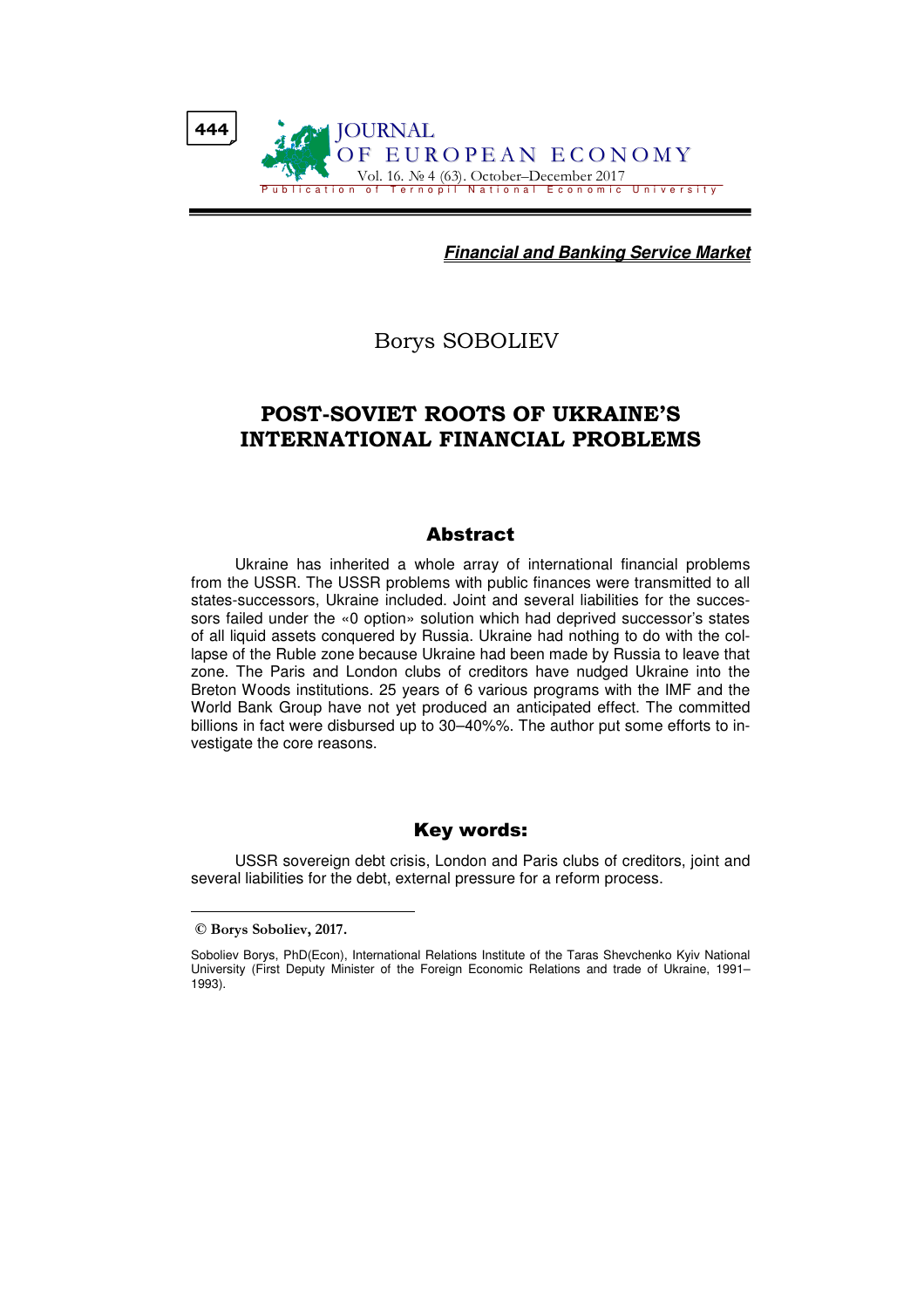***Financial and Banking Service Market***

Borys SOBOLIEV

# POST-SOVIET ROOTS OF UKRAINE'S INTERNATIONAL FINANCIAL PROBLEMS

## Abstract

Ukraine has inherited a whole array of international financial problems from the USSR. The USSR problems with public finances were transmitted to all states-successors, Ukraine included. Joint and several liabilities for the successors failed under the «0 option» solution which had deprived successor's states of all liquid assets conquered by Russia. Ukraine had nothing to do with the collapse of the Ruble zone because Ukraine had been made by Russia to leave that zone. The Paris and London clubs of creditors have nudged Ukraine into the Breton Woods institutions. 25 years of 6 various programs with the IMF and the World Bank Group have not yet produced an anticipated effect. The committed billions in fact were disbursed up to 30–40%%. The author put some efforts to investigate the core reasons.

## Key words:

USSR sovereign debt crisis, London and Paris clubs of creditors, joint and several liabilities for the debt, external pressure for a reform process.

---

**© Borys Soboliev, 2017.**

Soboliev Borys, PhD(Econ), International Relations Institute of the Taras Shevchenko Kyiv National University (First Deputy Minister of the Foreign Economic Relations and trade of Ukraine, 1991–1993).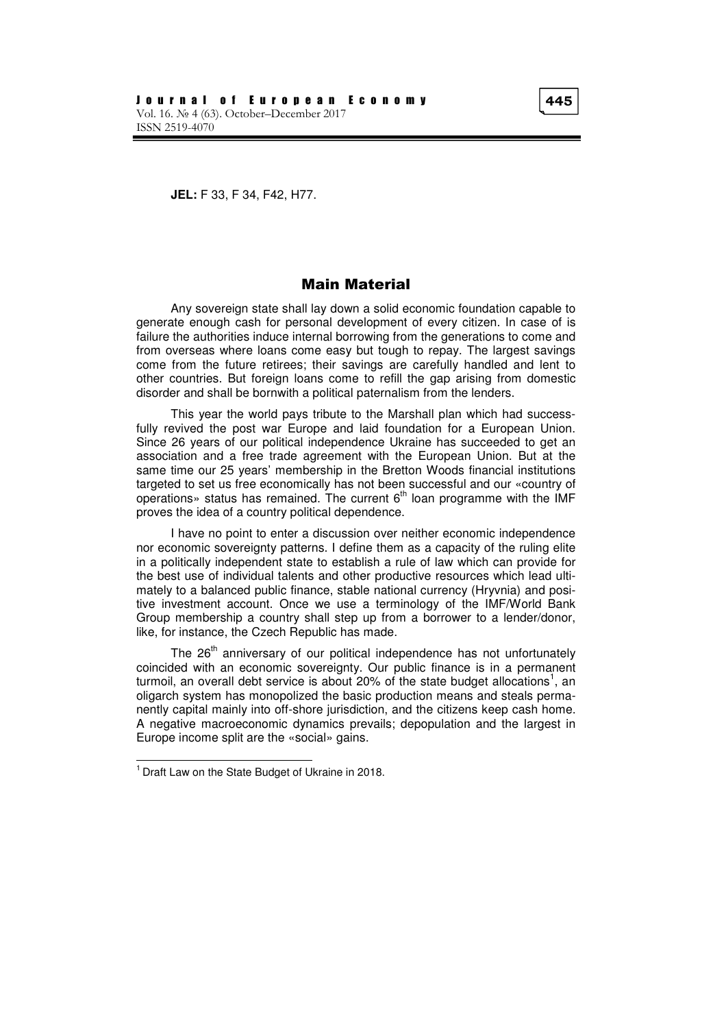**JEL:** F 33, F 34, F42, H77.

## Main Material

Any sovereign state shall lay down a solid economic foundation capable to generate enough cash for personal development of every citizen. In case of is failure the authorities induce internal borrowing from the generations to come and from overseas where loans come easy but tough to repay. The largest savings come from the future retirees; their savings are carefully handled and lent to other countries. But foreign loans come to refill the gap arising from domestic disorder and shall be bornwith a political paternalism from the lenders.

This year the world pays tribute to the Marshall plan which had successfully revived the post war Europe and laid foundation for a European Union. Since 26 years of our political independence Ukraine has succeeded to get an association and a free trade agreement with the European Union. But at the same time our 25 years' membership in the Bretton Woods financial institutions targeted to set us free economically has not been successful and our «country of operations» status has remained. The current 6th loan programme with the IMF proves the idea of a country political dependence.

I have no point to enter a discussion over neither economic independence nor economic sovereignty patterns. I define them as a capacity of the ruling elite in a politically independent state to establish a rule of law which can provide for the best use of individual talents and other productive resources which lead ultimately to a balanced public finance, stable national currency (Hryvnia) and positive investment account. Once we use a terminology of the IMF/World Bank Group membership a country shall step up from a borrower to a lender/donor, like, for instance, the Czech Republic has made.

The 26th anniversary of our political independence has not unfortunately coincided with an economic sovereignty. Our public finance is in a permanent turmoil, an overall debt service is about 20% of the state budget allocations[1], an oligarch system has monopolized the basic production means and steals permanently capital mainly into off-shore jurisdiction, and the citizens keep cash home. A negative macroeconomic dynamics prevails; depopulation and the largest in Europe income split are the «social» gains.

---

[1] Draft Law on the State Budget of Ukraine in 2018.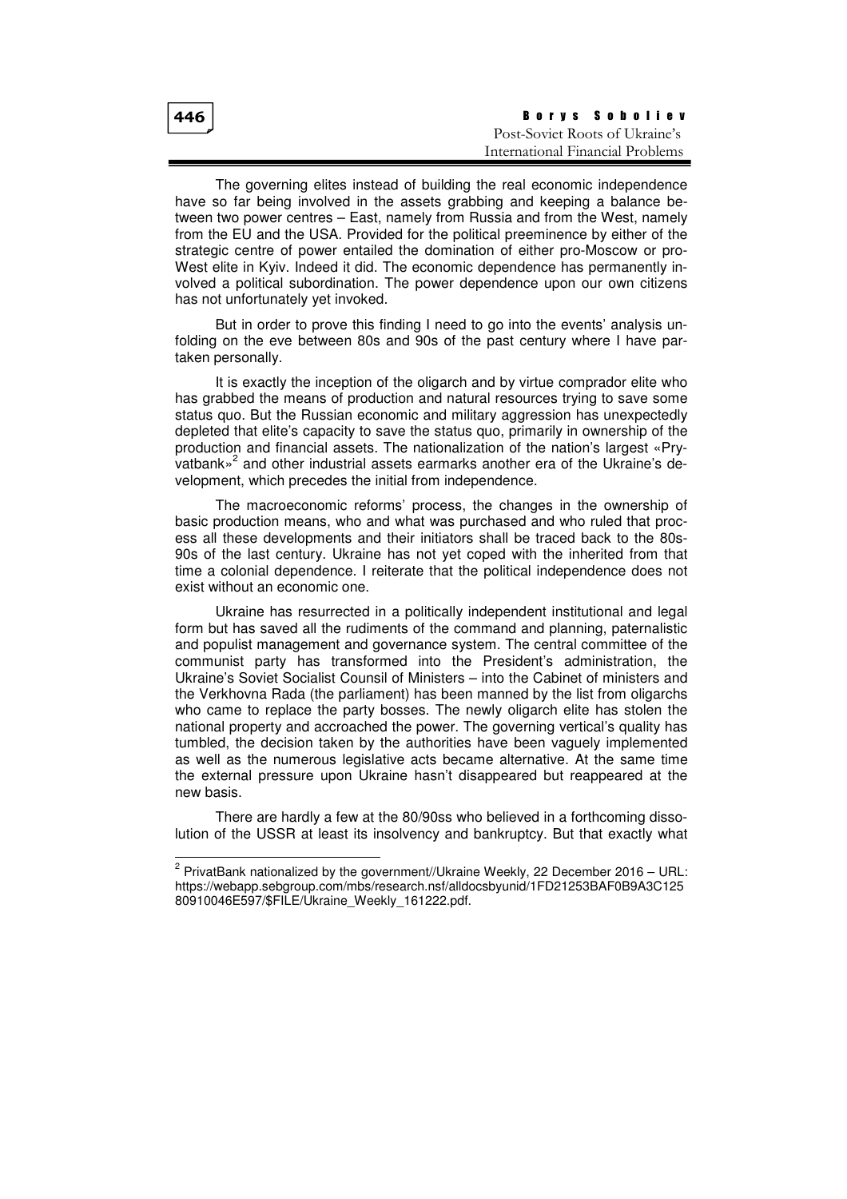The governing elites instead of building the real economic independence have so far being involved in the assets grabbing and keeping a balance between two power centres – East, namely from Russia and from the West, namely from the EU and the USA. Provided for the political preeminence by either of the strategic centre of power entailed the domination of either pro-Moscow or pro-West elite in Kyiv. Indeed it did. The economic dependence has permanently involved a political subordination. The power dependence upon our own citizens has not unfortunately yet invoked.

But in order to prove this finding I need to go into the events' analysis unfolding on the eve between 80s and 90s of the past century where I have partaken personally.

It is exactly the inception of the oligarch and by virtue comprador elite who has grabbed the means of production and natural resources trying to save some status quo. But the Russian economic and military aggression has unexpectedly depleted that elite's capacity to save the status quo, primarily in ownership of the production and financial assets. The nationalization of the nation's largest «Pryvatbank»[2] and other industrial assets earmarks another era of the Ukraine's development, which precedes the initial from independence.

The macroeconomic reforms' process, the changes in the ownership of basic production means, who and what was purchased and who ruled that process all these developments and their initiators shall be traced back to the 80s-90s of the last century. Ukraine has not yet coped with the inherited from that time a colonial dependence. I reiterate that the political independence does not exist without an economic one.

Ukraine has resurrected in a politically independent institutional and legal form but has saved all the rudiments of the command and planning, paternalistic and populist management and governance system. The central committee of the communist party has transformed into the President's administration, the Ukraine's Soviet Socialist Counsil of Ministers – into the Cabinet of ministers and the Verkhovna Rada (the parliament) has been manned by the list from oligarchs who came to replace the party bosses. The newly oligarch elite has stolen the national property and accroached the power. The governing vertical's quality has tumbled, the decision taken by the authorities have been vaguely implemented as well as the numerous legislative acts became alternative. At the same time the external pressure upon Ukraine hasn't disappeared but reappeared at the new basis.

There are hardly a few at the 80/90ss who believed in a forthcoming dissolution of the USSR at least its insolvency and bankruptcy. But that exactly what

---

[2] PrivatBank nationalized by the government//Ukraine Weekly, 22 December 2016 – URL: https://webapp.sebgroup.com/mbs/research.nsf/alldocsbyunid/1FD21253BAF0B9A3C12580910046E597/$FILE/Ukraine_Weekly_161222.pdf.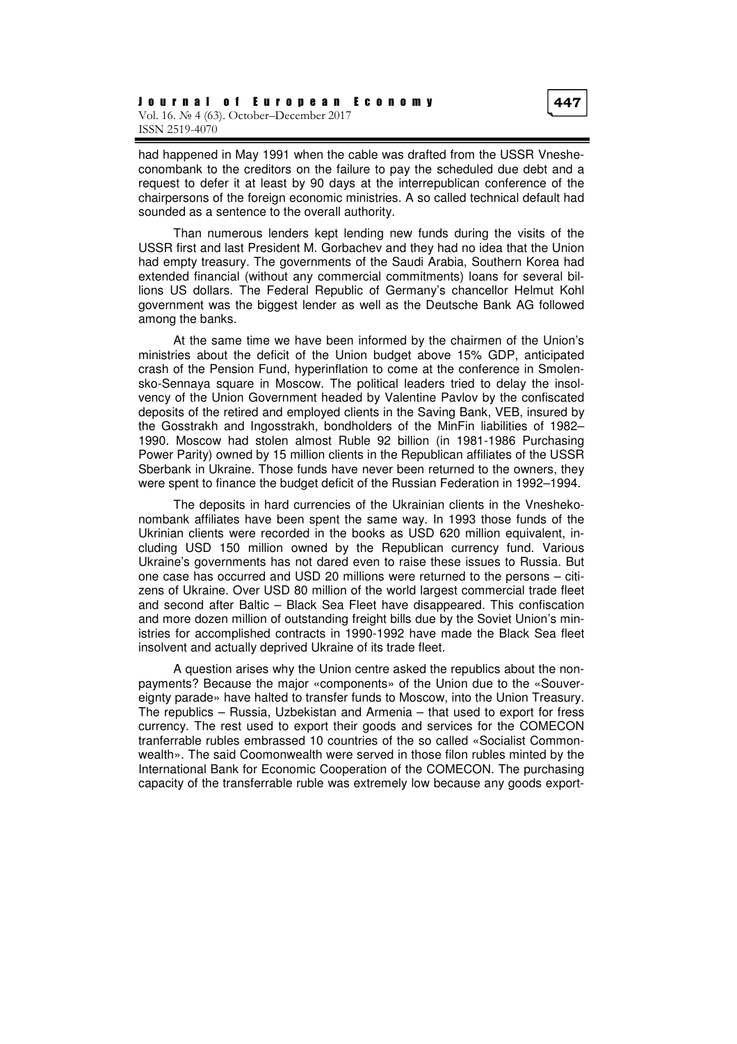had happened in May 1991 when the cable was drafted from the USSR Vnesheconombank to the creditors on the failure to pay the scheduled due debt and a request to defer it at least by 90 days at the interrepublican conference of the chairpersons of the foreign economic ministries. A so called technical default had sounded as a sentence to the overall authority.

Than numerous lenders kept lending new funds during the visits of the USSR first and last President M. Gorbachev and they had no idea that the Union had empty treasury. The governments of the Saudi Arabia, Southern Korea had extended financial (without any commercial commitments) loans for several billions US dollars. The Federal Republic of Germany's chancellor Helmut Kohl government was the biggest lender as well as the Deutsche Bank AG followed among the banks.

At the same time we have been informed by the chairmen of the Union's ministries about the deficit of the Union budget above 15% GDP, anticipated crash of the Pension Fund, hyperinflation to come at the conference in Smolensko-Sennaya square in Moscow. The political leaders tried to delay the insolvency of the Union Government headed by Valentine Pavlov by the confiscated deposits of the retired and employed clients in the Saving Bank, VEB, insured by the Gosstrakh and Ingosstrakh, bondholders of the MinFin liabilities of 1982–1990. Moscow had stolen almost Ruble 92 billion (in 1981-1986 Purchasing Power Parity) owned by 15 million clients in the Republican affiliates of the USSR Sberbank in Ukraine. Those funds have never been returned to the owners, they were spent to finance the budget deficit of the Russian Federation in 1992–1994.

The deposits in hard currencies of the Ukrainian clients in the Vneshekonombank affiliates have been spent the same way. In 1993 those funds of the Ukrinian clients were recorded in the books as USD 620 million equivalent, including USD 150 million owned by the Republican currency fund. Various Ukraine's governments has not dared even to raise these issues to Russia. But one case has occurred and USD 20 millions were returned to the persons – citizens of Ukraine. Over USD 80 million of the world largest commercial trade fleet and second after Baltic – Black Sea Fleet have disappeared. This confiscation and more dozen million of outstanding freight bills due by the Soviet Union's ministries for accomplished contracts in 1990-1992 have made the Black Sea fleet insolvent and actually deprived Ukraine of its trade fleet.

A question arises why the Union centre asked the republics about the nonpayments? Because the major «components» of the Union due to the «Souvereignty parade» have halted to transfer funds to Moscow, into the Union Treasury. The republics – Russia, Uzbekistan and Armenia – that used to export for fress currency. The rest used to export their goods and services for the COMECON tranferrable rubles embrassed 10 countries of the so called «Socialist Commonwealth». The said Coomonwealth were served in those filon rubles minted by the International Bank for Economic Cooperation of the COMECON. The purchasing capacity of the transferrable ruble was extremely low because any goods export-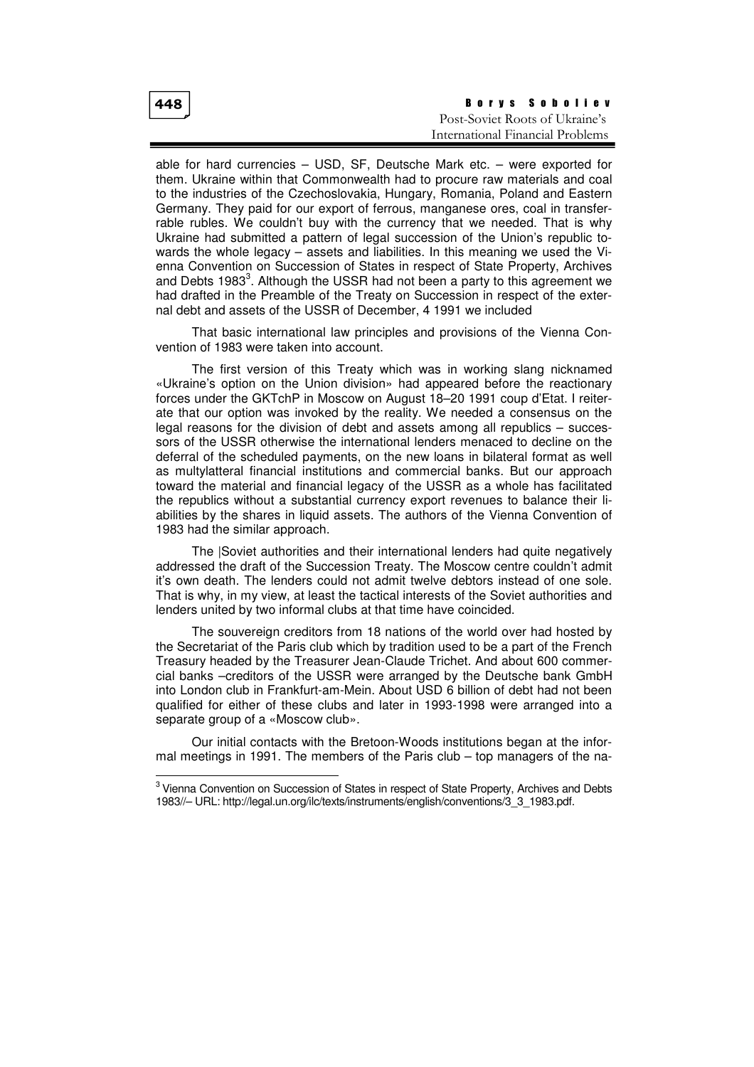able for hard currencies – USD, SF, Deutsche Mark etc. – were exported for them. Ukraine within that Commonwealth had to procure raw materials and coal to the industries of the Czechoslovakia, Hungary, Romania, Poland and Eastern Germany. They paid for our export of ferrous, manganese ores, coal in transferrable rubles. We couldn't buy with the currency that we needed. That is why Ukraine had submitted a pattern of legal succession of the Union's republic towards the whole legacy – assets and liabilities. In this meaning we used the Vienna Convention on Succession of States in respect of State Property, Archives and Debts 1983[3]. Although the USSR had not been a party to this agreement we had drafted in the Preamble of the Treaty on Succession in respect of the external debt and assets of the USSR of December, 4 1991 we included

That basic international law principles and provisions of the Vienna Convention of 1983 were taken into account.

The first version of this Treaty which was in working slang nicknamed «Ukraine's option on the Union division» had appeared before the reactionary forces under the GKTchP in Moscow on August 18–20 1991 coup d'Etat. I reiterate that our option was invoked by the reality. We needed a consensus on the legal reasons for the division of debt and assets among all republics – successors of the USSR otherwise the international lenders menaced to decline on the deferral of the scheduled payments, on the new loans in bilateral format as well as multylatteral financial institutions and commercial banks. But our approach toward the material and financial legacy of the USSR as a whole has facilitated the republics without a substantial currency export revenues to balance their liabilities by the shares in liquid assets. The authors of the Vienna Convention of 1983 had the similar approach.

The |Soviet authorities and their international lenders had quite negatively addressed the draft of the Succession Treaty. The Moscow centre couldn't admit it's own death. The lenders could not admit twelve debtors instead of one sole. That is why, in my view, at least the tactical interests of the Soviet authorities and lenders united by two informal clubs at that time have coincided.

The souvereign creditors from 18 nations of the world over had hosted by the Secretariat of the Paris club which by tradition used to be a part of the French Treasury headed by the Treasurer Jean-Claude Trichet. And about 600 commercial banks –creditors of the USSR were arranged by the Deutsche bank GmbH into London club in Frankfurt-am-Mein. About USD 6 billion of debt had not been qualified for either of these clubs and later in 1993-1998 were arranged into a separate group of a «Moscow club».

Our initial contacts with the Bretoon-Woods institutions began at the informal meetings in 1991. The members of the Paris club – top managers of the na-

---

[3] Vienna Convention on Succession of States in respect of State Property, Archives and Debts 1983//– URL: http://legal.un.org/ilc/texts/instruments/english/conventions/3_3_1983.pdf.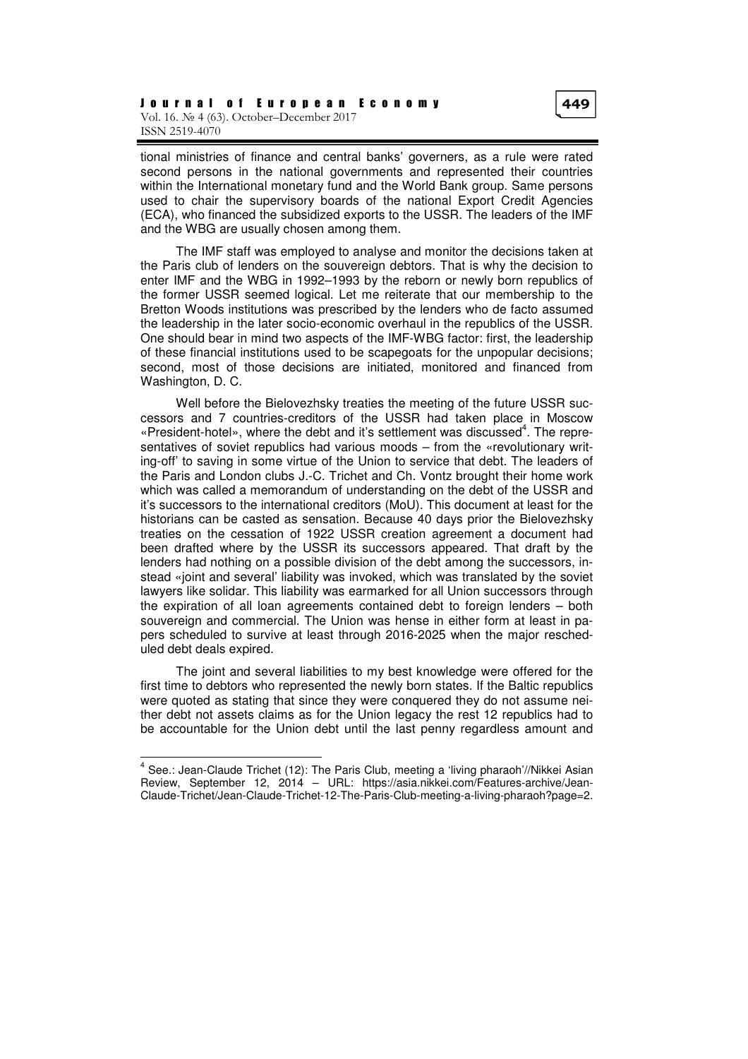tional ministries of finance and central banks' governers, as a rule were rated second persons in the national governments and represented their countries within the International monetary fund and the World Bank group. Same persons used to chair the supervisory boards of the national Export Credit Agencies (ECA), who financed the subsidized exports to the USSR. The leaders of the IMF and the WBG are usually chosen among them.

The IMF staff was employed to analyse and monitor the decisions taken at the Paris club of lenders on the souvereign debtors. That is why the decision to enter IMF and the WBG in 1992–1993 by the reborn or newly born republics of the former USSR seemed logical. Let me reiterate that our membership to the Bretton Woods institutions was prescribed by the lenders who de facto assumed the leadership in the later socio-economic overhaul in the republics of the USSR. One should bear in mind two aspects of the IMF-WBG factor: first, the leadership of these financial institutions used to be scapegoats for the unpopular decisions; second, most of those decisions are initiated, monitored and financed from Washington, D. C.

Well before the Bielovezhsky treaties the meeting of the future USSR successors and 7 countries-creditors of the USSR had taken place in Moscow «President-hotel», where the debt and it's settlement was discussed[4]. The representatives of soviet republics had various moods – from the «revolutionary writing-off' to saving in some virtue of the Union to service that debt. The leaders of the Paris and London clubs J.-C. Trichet and Ch. Vontz brought their home work which was called a memorandum of understanding on the debt of the USSR and it's successors to the international creditors (MoU). This document at least for the historians can be casted as sensation. Because 40 days prior the Bielovezhsky treaties on the cessation of 1922 USSR creation agreement a document had been drafted where by the USSR its successors appeared. That draft by the lenders had nothing on a possible division of the debt among the successors, instead «joint and several' liability was invoked, which was translated by the soviet lawyers like solidar. This liability was earmarked for all Union successors through the expiration of all loan agreements contained debt to foreign lenders – both souvereign and commercial. The Union was hense in either form at least in papers scheduled to survive at least through 2016-2025 when the major rescheduled debt deals expired.

The joint and several liabilities to my best knowledge were offered for the first time to debtors who represented the newly born states. If the Baltic republics were quoted as stating that since they were conquered they do not assume neither debt not assets claims as for the Union legacy the rest 12 republics had to be accountable for the Union debt until the last penny regardless amount and

---

[4] See.: Jean-Claude Trichet (12): The Paris Club, meeting a 'living pharaoh'//Nikkei Asian Review, September 12, 2014 – URL: https://asia.nikkei.com/Features-archive/Jean-Claude-Trichet/Jean-Claude-Trichet-12-The-Paris-Club-meeting-a-living-pharaoh?page=2.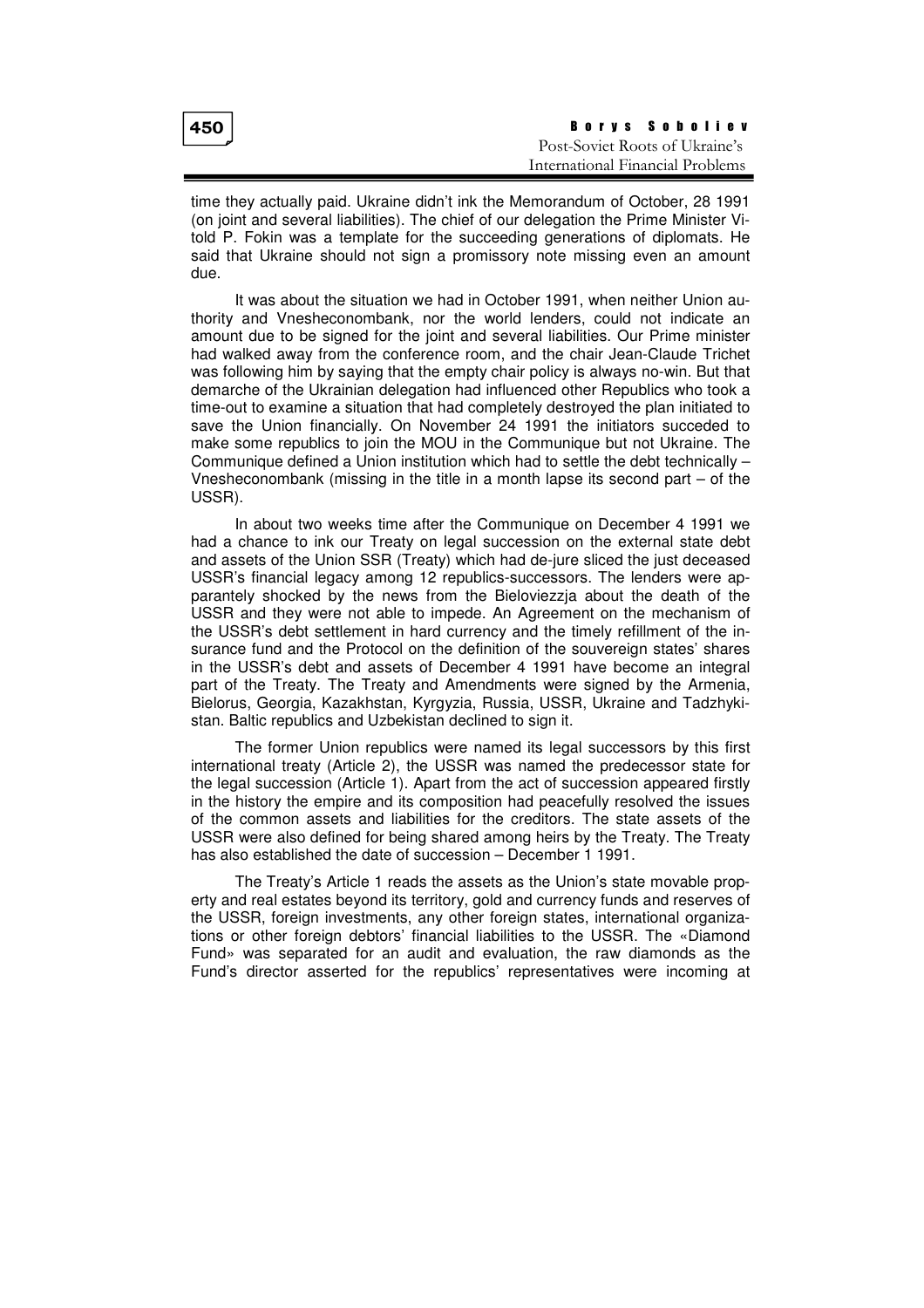time they actually paid. Ukraine didn't ink the Memorandum of October, 28 1991 (on joint and several liabilities). The chief of our delegation the Prime Minister Vitold P. Fokin was a template for the succeeding generations of diplomats. He said that Ukraine should not sign a promissory note missing even an amount due.

It was about the situation we had in October 1991, when neither Union authority and Vnesheconombank, nor the world lenders, could not indicate an amount due to be signed for the joint and several liabilities. Our Prime minister had walked away from the conference room, and the chair Jean-Claude Trichet was following him by saying that the empty chair policy is always no-win. But that demarche of the Ukrainian delegation had influenced other Republics who took a time-out to examine a situation that had completely destroyed the plan initiated to save the Union financially. On November 24 1991 the initiators succeded to make some republics to join the MOU in the Communique but not Ukraine. The Communique defined a Union institution which had to settle the debt technically – Vnesheconombank (missing in the title in a month lapse its second part – of the USSR).

In about two weeks time after the Communique on December 4 1991 we had a chance to ink our Treaty on legal succession on the external state debt and assets of the Union SSR (Treaty) which had de-jure sliced the just deceased USSR's financial legacy among 12 republics-successors. The lenders were apparantely shocked by the news from the Bieloviezzja about the death of the USSR and they were not able to impede. An Agreement on the mechanism of the USSR's debt settlement in hard currency and the timely refillment of the insurance fund and the Protocol on the definition of the souvereign states' shares in the USSR's debt and assets of December 4 1991 have become an integral part of the Treaty. The Treaty and Amendments were signed by the Armenia, Bielorus, Georgia, Kazakhstan, Kyrgyzia, Russia, USSR, Ukraine and Tadzhykistan. Baltic republics and Uzbekistan declined to sign it.

The former Union republics were named its legal successors by this first international treaty (Article 2), the USSR was named the predecessor state for the legal succession (Article 1). Apart from the act of succession appeared firstly in the history the empire and its composition had peacefully resolved the issues of the common assets and liabilities for the creditors. The state assets of the USSR were also defined for being shared among heirs by the Treaty. The Treaty has also established the date of succession – December 1 1991.

The Treaty's Article 1 reads the assets as the Union's state movable property and real estates beyond its territory, gold and currency funds and reserves of the USSR, foreign investments, any other foreign states, international organizations or other foreign debtors' financial liabilities to the USSR. The «Diamond Fund» was separated for an audit and evaluation, the raw diamonds as the Fund's director asserted for the republics' representatives were incoming at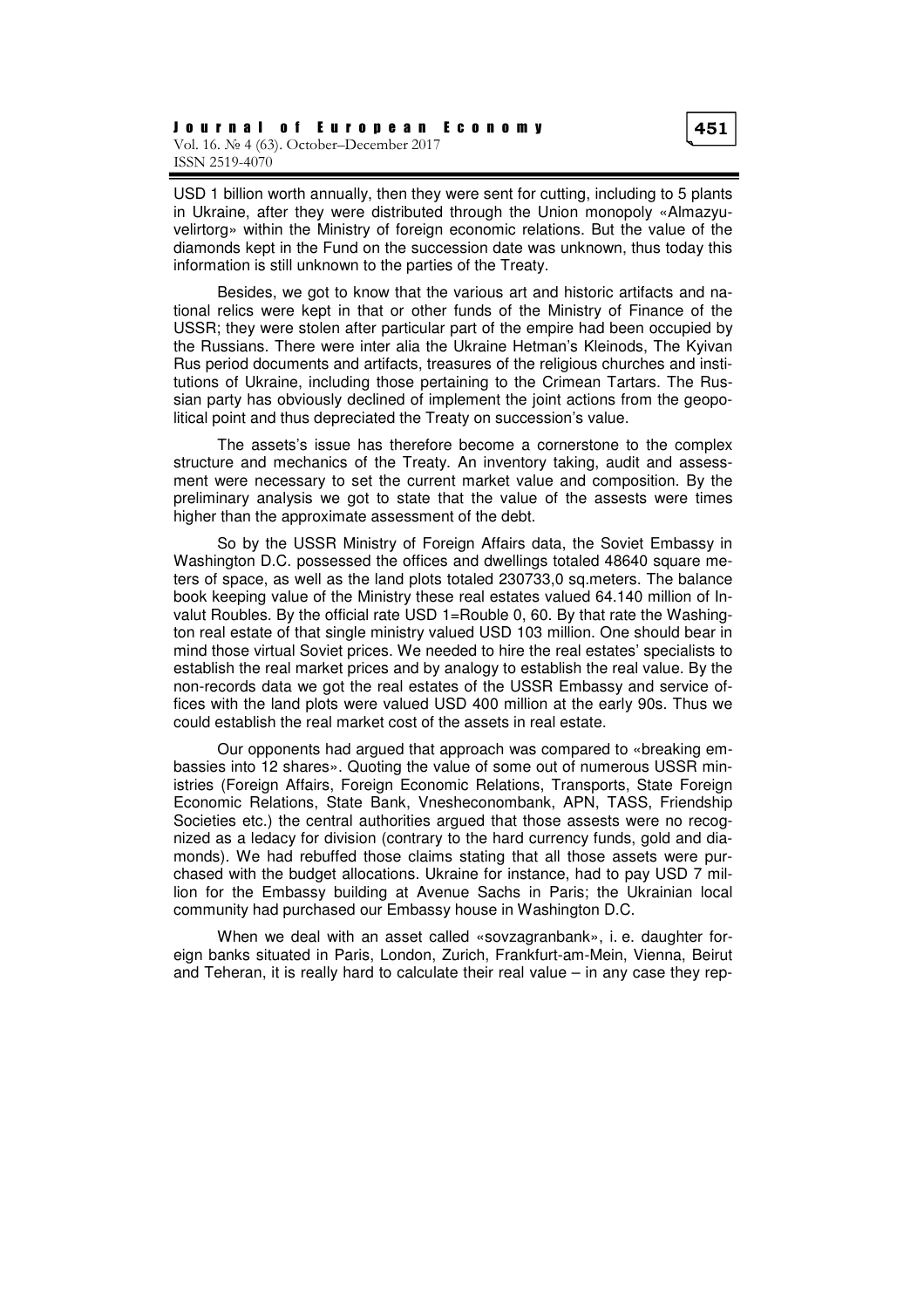USD 1 billion worth annually, then they were sent for cutting, including to 5 plants in Ukraine, after they were distributed through the Union monopoly «Almazyuvelirtorg» within the Ministry of foreign economic relations. But the value of the diamonds kept in the Fund on the succession date was unknown, thus today this information is still unknown to the parties of the Treaty.

Besides, we got to know that the various art and historic artifacts and national relics were kept in that or other funds of the Ministry of Finance of the USSR; they were stolen after particular part of the empire had been occupied by the Russians. There were inter alia the Ukraine Hetman's Kleinods, The Kyivan Rus period documents and artifacts, treasures of the religious churches and institutions of Ukraine, including those pertaining to the Crimean Tartars. The Russian party has obviously declined of implement the joint actions from the geopolitical point and thus depreciated the Treaty on succession's value.

The assets's issue has therefore become a cornerstone to the complex structure and mechanics of the Treaty. An inventory taking, audit and assessment were necessary to set the current market value and composition. By the preliminary analysis we got to state that the value of the assests were times higher than the approximate assessment of the debt.

So by the USSR Ministry of Foreign Affairs data, the Soviet Embassy in Washington D.C. possessed the offices and dwellings totaled 48640 square meters of space, as well as the land plots totaled 230733,0 sq.meters. The balance book keeping value of the Ministry these real estates valued 64.140 million of Invalut Roubles. By the official rate USD 1=Rouble 0, 60. By that rate the Washington real estate of that single ministry valued USD 103 million. One should bear in mind those virtual Soviet prices. We needed to hire the real estates' specialists to establish the real market prices and by analogy to establish the real value. By the non-records data we got the real estates of the USSR Embassy and service offices with the land plots were valued USD 400 million at the early 90s. Thus we could establish the real market cost of the assets in real estate.

Our opponents had argued that approach was compared to «breaking embassies into 12 shares». Quoting the value of some out of numerous USSR ministries (Foreign Affairs, Foreign Economic Relations, Transports, State Foreign Economic Relations, State Bank, Vnesheconombank, APN, TASS, Friendship Societies etc.) the central authorities argued that those assests were no recognized as a ledacy for division (contrary to the hard currency funds, gold and diamonds). We had rebuffed those claims stating that all those assets were purchased with the budget allocations. Ukraine for instance, had to pay USD 7 million for the Embassy building at Avenue Sachs in Paris; the Ukrainian local community had purchased our Embassy house in Washington D.C.

When we deal with an asset called «sovzagranbank», i. e. daughter foreign banks situated in Paris, London, Zurich, Frankfurt-am-Mein, Vienna, Beirut and Teheran, it is really hard to calculate their real value – in any case they rep-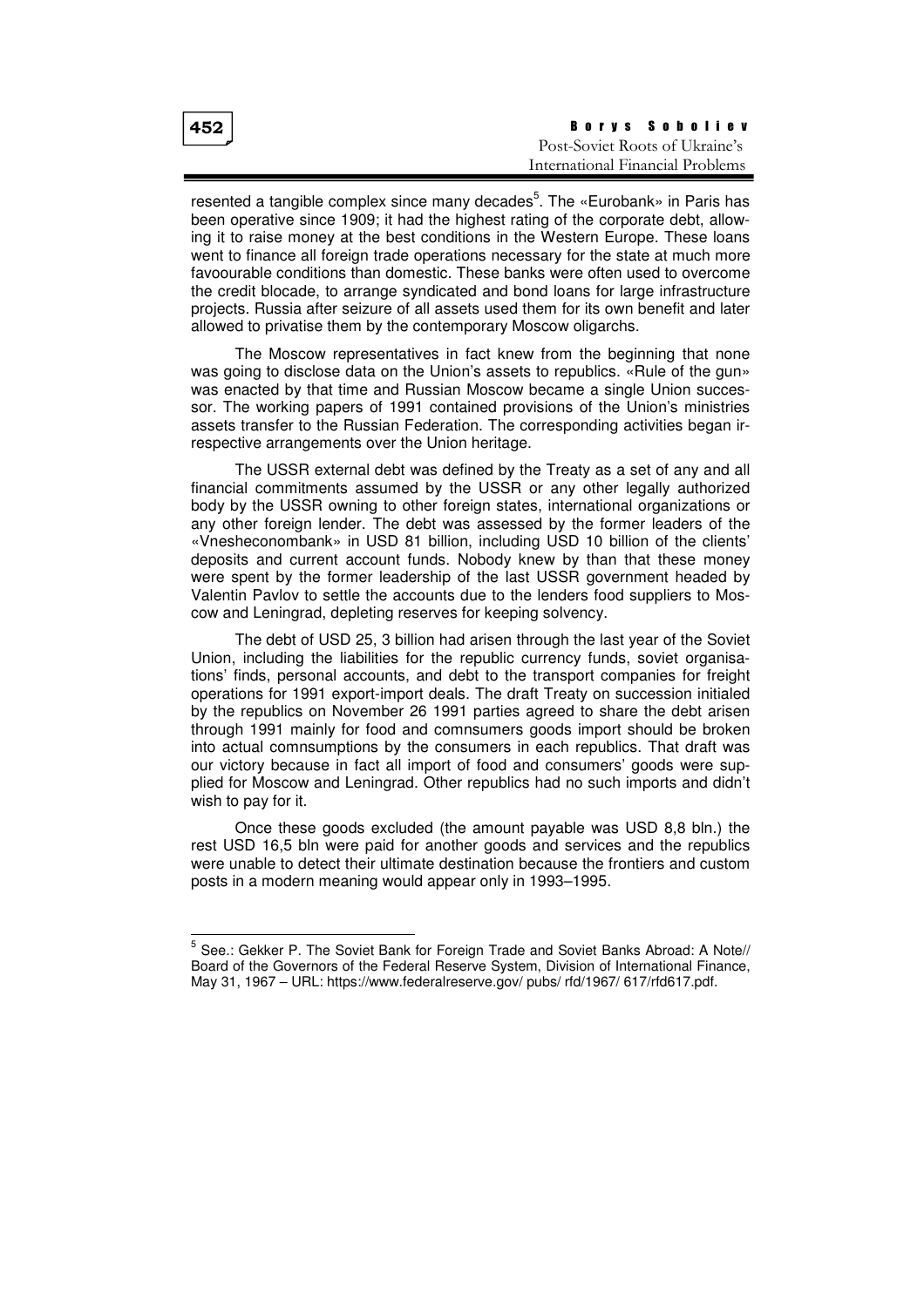resented a tangible complex since many decades[5]. The «Eurobank» in Paris has been operative since 1909; it had the highest rating of the corporate debt, allowing it to raise money at the best conditions in the Western Europe. These loans went to finance all foreign trade operations necessary for the state at much more favoourable conditions than domestic. These banks were often used to overcome the credit blocade, to arrange syndicated and bond loans for large infrastructure projects. Russia after seizure of all assets used them for its own benefit and later allowed to privatise them by the contemporary Moscow oligarchs.

The Moscow representatives in fact knew from the beginning that none was going to disclose data on the Union's assets to republics. «Rule of the gun» was enacted by that time and Russian Moscow became a single Union successor. The working papers of 1991 contained provisions of the Union's ministries assets transfer to the Russian Federation. The corresponding activities began irrespective arrangements over the Union heritage.

The USSR external debt was defined by the Treaty as a set of any and all financial commitments assumed by the USSR or any other legally authorized body by the USSR owning to other foreign states, international organizations or any other foreign lender. The debt was assessed by the former leaders of the «Vnesheconombank» in USD 81 billion, including USD 10 billion of the clients' deposits and current account funds. Nobody knew by than that these money were spent by the former leadership of the last USSR government headed by Valentin Pavlov to settle the accounts due to the lenders food suppliers to Moscow and Leningrad, depleting reserves for keeping solvency.

The debt of USD 25, 3 billion had arisen through the last year of the Soviet Union, including the liabilities for the republic currency funds, soviet organisations' finds, personal accounts, and debt to the transport companies for freight operations for 1991 export-import deals. The draft Treaty on succession initialed by the republics on November 26 1991 parties agreed to share the debt arisen through 1991 mainly for food and comnsumers goods import should be broken into actual comnsumptions by the consumers in each republics. That draft was our victory because in fact all import of food and consumers' goods were supplied for Moscow and Leningrad. Other republics had no such imports and didn't wish to pay for it.

Once these goods excluded (the amount payable was USD 8,8 bln.) the rest USD 16,5 bln were paid for another goods and services and the republics were unable to detect their ultimate destination because the frontiers and custom posts in a modern meaning would appear only in 1993–1995.

---

[5] See.: Gekker P. The Soviet Bank for Foreign Trade and Soviet Banks Abroad: A Note// Board of the Governors of the Federal Reserve System, Division of International Finance, May 31, 1967 – URL: https://www.federalreserve.gov/ pubs/ rfd/1967/ 617/rfd617.pdf.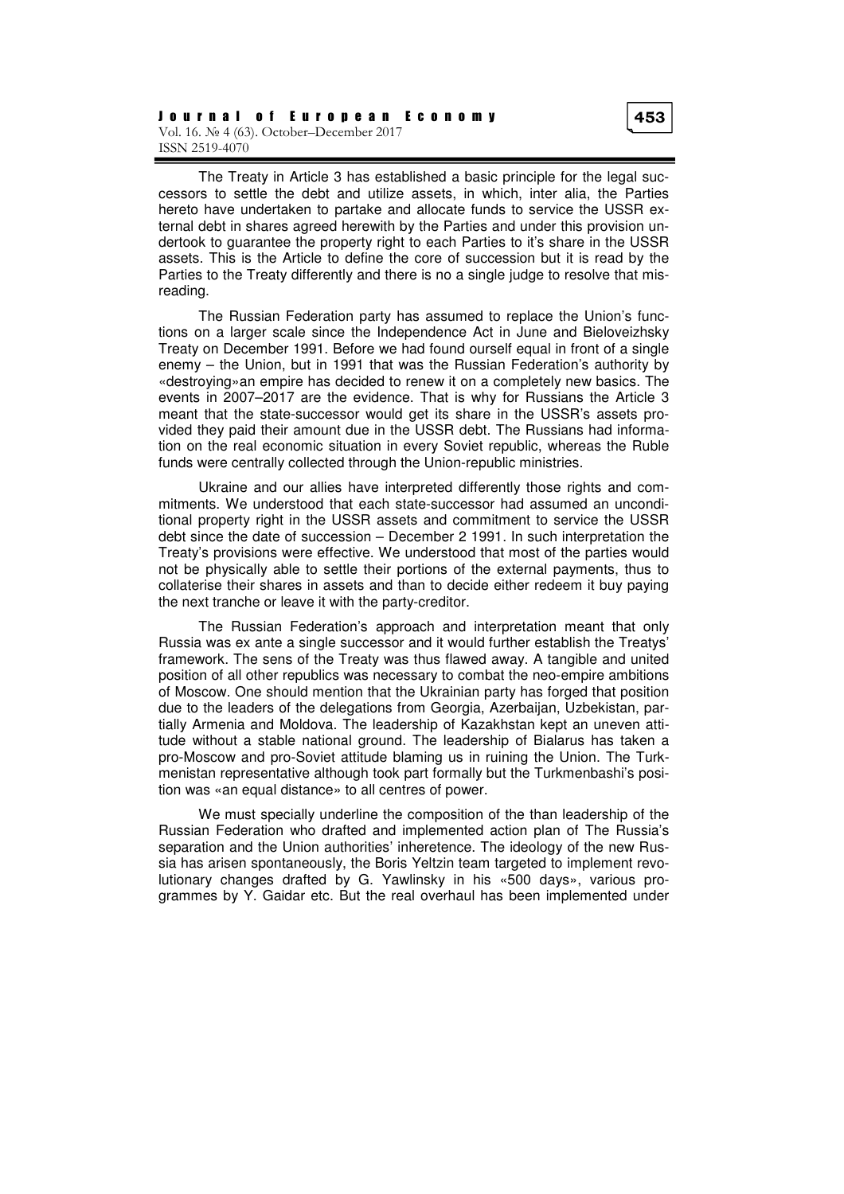The Treaty in Article 3 has established a basic principle for the legal successors to settle the debt and utilize assets, in which, inter alia, the Parties hereto have undertaken to partake and allocate funds to service the USSR external debt in shares agreed herewith by the Parties and under this provision undertook to guarantee the property right to each Parties to it's share in the USSR assets. This is the Article to define the core of succession but it is read by the Parties to the Treaty differently and there is no a single judge to resolve that misreading.

The Russian Federation party has assumed to replace the Union's functions on a larger scale since the Independence Act in June and Bieloveizhsky Treaty on December 1991. Before we had found ourself equal in front of a single enemy – the Union, but in 1991 that was the Russian Federation's authority by «destroying»an empire has decided to renew it on a completely new basics. The events in 2007–2017 are the evidence. That is why for Russians the Article 3 meant that the state-successor would get its share in the USSR's assets provided they paid their amount due in the USSR debt. The Russians had information on the real economic situation in every Soviet republic, whereas the Ruble funds were centrally collected through the Union-republic ministries.

Ukraine and our allies have interpreted differently those rights and commitments. We understood that each state-successor had assumed an unconditional property right in the USSR assets and commitment to service the USSR debt since the date of succession – December 2 1991. In such interpretation the Treaty's provisions were effective. We understood that most of the parties would not be physically able to settle their portions of the external payments, thus to collaterise their shares in assets and than to decide either redeem it buy paying the next tranche or leave it with the party-creditor.

The Russian Federation's approach and interpretation meant that only Russia was ex ante a single successor and it would further establish the Treatys' framework. The sens of the Treaty was thus flawed away. A tangible and united position of all other republics was necessary to combat the neo-empire ambitions of Moscow. One should mention that the Ukrainian party has forged that position due to the leaders of the delegations from Georgia, Azerbaijan, Uzbekistan, partially Armenia and Moldova. The leadership of Kazakhstan kept an uneven attitude without a stable national ground. The leadership of Bialarus has taken a pro-Moscow and pro-Soviet attitude blaming us in ruining the Union. The Turkmenistan representative although took part formally but the Turkmenbashi's position was «an equal distance» to all centres of power.

We must specially underline the composition of the than leadership of the Russian Federation who drafted and implemented action plan of The Russia's separation and the Union authorities' inheretence. The ideology of the new Russia has arisen spontaneously, the Boris Yeltzin team targeted to implement revolutionary changes drafted by G. Yawlinsky in his «500 days», various programmes by Y. Gaidar etc. But the real overhaul has been implemented under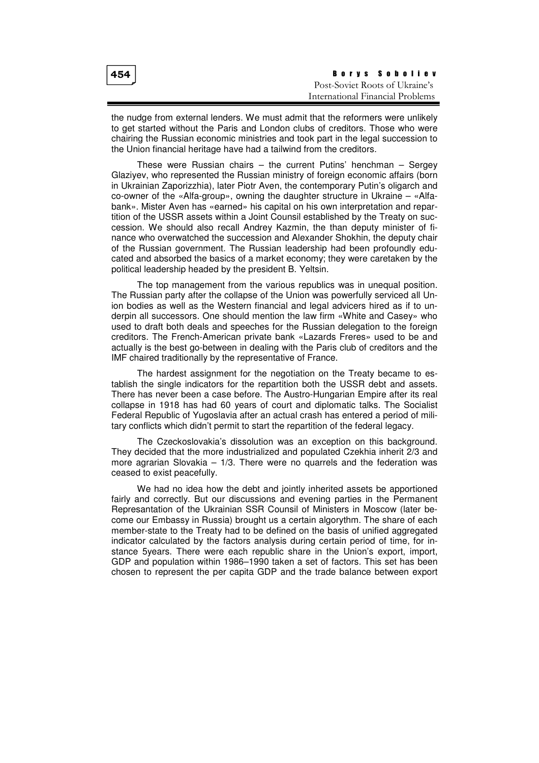the nudge from external lenders. We must admit that the reformers were unlikely to get started without the Paris and London clubs of creditors. Those who were chairing the Russian economic ministries and took part in the legal succession to the Union financial heritage have had a tailwind from the creditors.

These were Russian chairs – the current Putins' henchman – Sergey Glaziyev, who represented the Russian ministry of foreign economic affairs (born in Ukrainian Zaporizzhia), later Piotr Aven, the contemporary Putin's oligarch and co-owner of the «Alfa-group», owning the daughter structure in Ukraine – «Alfa-bank». Mister Aven has «earned» his capital on his own interpretation and repartition of the USSR assets within a Joint Counsil established by the Treaty on succession. We should also recall Andrey Kazmin, the than deputy minister of finance who overwatched the succession and Alexander Shokhin, the deputy chair of the Russian government. The Russian leadership had been profoundly educated and absorbed the basics of a market economy; they were caretaken by the political leadership headed by the president B. Yeltsin.

The top management from the various republics was in unequal position. The Russian party after the collapse of the Union was powerfully serviced all Union bodies as well as the Western financial and legal advicers hired as if to underpin all successors. One should mention the law firm «White and Casey» who used to draft both deals and speeches for the Russian delegation to the foreign creditors. The French-American private bank «Lazards Freres» used to be and actually is the best go-between in dealing with the Paris club of creditors and the IMF chaired traditionally by the representative of France.

The hardest assignment for the negotiation on the Treaty became to establish the single indicators for the repartition both the USSR debt and assets. There has never been a case before. The Austro-Hungarian Empire after its real collapse in 1918 has had 60 years of court and diplomatic talks. The Socialist Federal Republic of Yugoslavia after an actual crash has entered a period of military conflicts which didn't permit to start the repartition of the federal legacy.

The Czeckoslovakia's dissolution was an exception on this background. They decided that the more industrialized and populated Czekhia inherit 2/3 and more agrarian Slovakia – 1/3. There were no quarrels and the federation was ceased to exist peacefully.

We had no idea how the debt and jointly inherited assets be apportioned fairly and correctly. But our discussions and evening parties in the Permanent Represantation of the Ukrainian SSR Counsil of Ministers in Moscow (later become our Embassy in Russia) brought us a certain algorythm. The share of each member-state to the Treaty had to be defined on the basis of unified aggregated indicator calculated by the factors analysis during certain period of time, for instance 5years. There were each republic share in the Union's export, import, GDP and population within 1986–1990 taken a set of factors. This set has been chosen to represent the per capita GDP and the trade balance between export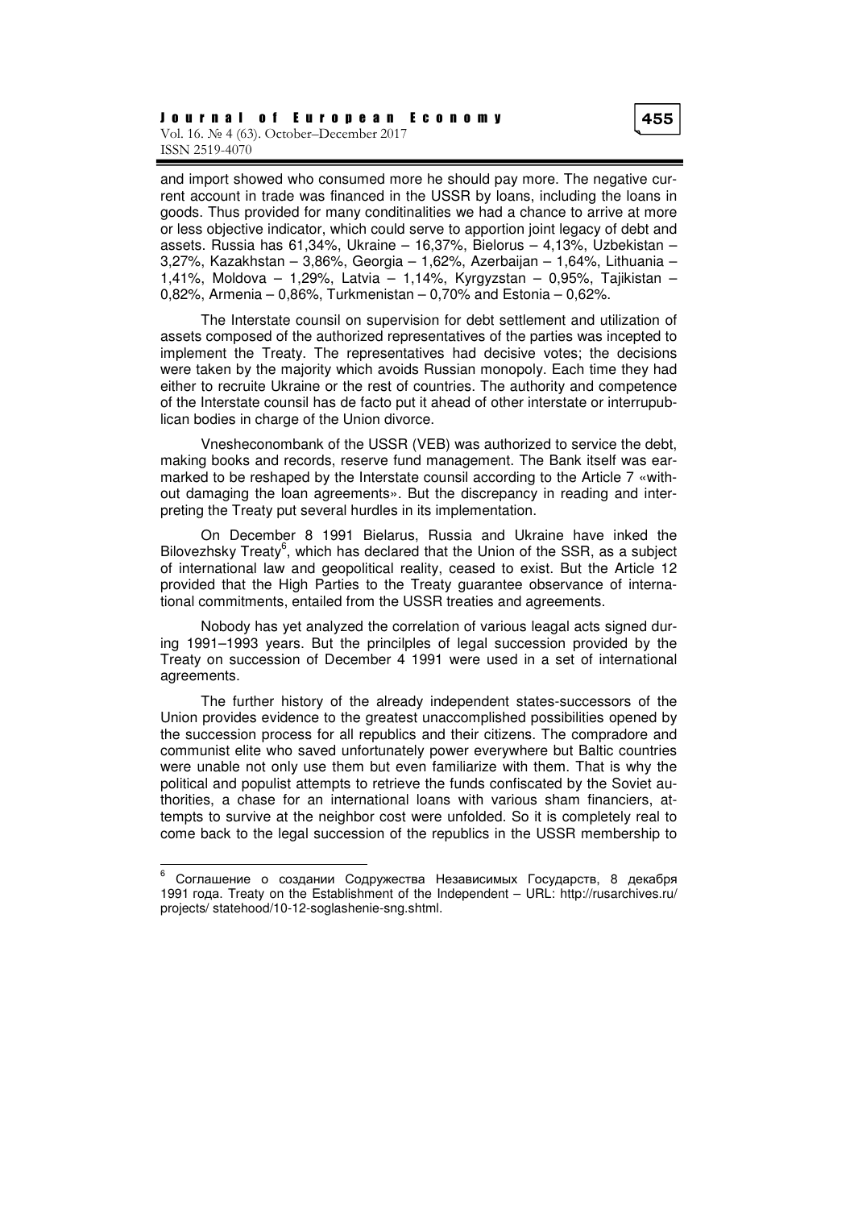and import showed who consumed more he should pay more. The negative current account in trade was financed in the USSR by loans, including the loans in goods. Thus provided for many conditinalities we had a chance to arrive at more or less objective indicator, which could serve to apportion joint legacy of debt and assets. Russia has 61,34%, Ukraine – 16,37%, Bielorus – 4,13%, Uzbekistan – 3,27%, Kazakhstan – 3,86%, Georgia – 1,62%, Azerbaijan – 1,64%, Lithuania – 1,41%, Moldova – 1,29%, Latvia – 1,14%, Kyrgyzstan – 0,95%, Tajikistan – 0,82%, Armenia – 0,86%, Turkmenistan – 0,70% and Estonia – 0,62%.

The Interstate counsil on supervision for debt settlement and utilization of assets composed of the authorized representatives of the parties was incepted to implement the Treaty. The representatives had decisive votes; the decisions were taken by the majority which avoids Russian monopoly. Each time they had either to recruite Ukraine or the rest of countries. The authority and competence of the Interstate counsil has de facto put it ahead of other interstate or interrupublican bodies in charge of the Union divorce.

Vnesheconombank of the USSR (VEB) was authorized to service the debt, making books and records, reserve fund management. The Bank itself was earmarked to be reshaped by the Interstate counsil according to the Article 7 «without damaging the loan agreements». But the discrepancy in reading and interpreting the Treaty put several hurdles in its implementation.

On December 8 1991 Bielarus, Russia and Ukraine have inked the Bilovezhsky Treaty[6], which has declared that the Union of the SSR, as a subject of international law and geopolitical reality, ceased to exist. But the Article 12 provided that the High Parties to the Treaty guarantee observance of international commitments, entailed from the USSR treaties and agreements.

Nobody has yet analyzed the correlation of various leagal acts signed during 1991–1993 years. But the princilples of legal succession provided by the Treaty on succession of December 4 1991 were used in a set of international agreements.

The further history of the already independent states-successors of the Union provides evidence to the greatest unaccomplished possibilities opened by the succession process for all republics and their citizens. The compradore and communist elite who saved unfortunately power everywhere but Baltic countries were unable not only use them but even familiarize with them. That is why the political and populist attempts to retrieve the funds confiscated by the Soviet authorities, a chase for an international loans with various sham financiers, attempts to survive at the neighbor cost were unfolded. So it is completely real to come back to the legal succession of the republics in the USSR membership to

---

[6] Соглашение о создании Содружества Независимых Государств, 8 декабря 1991 года. Treaty on the Establishment of the Independent – URL: http://rusarchives.ru/projects/ statehood/10-12-soglashenie-sng.shtml.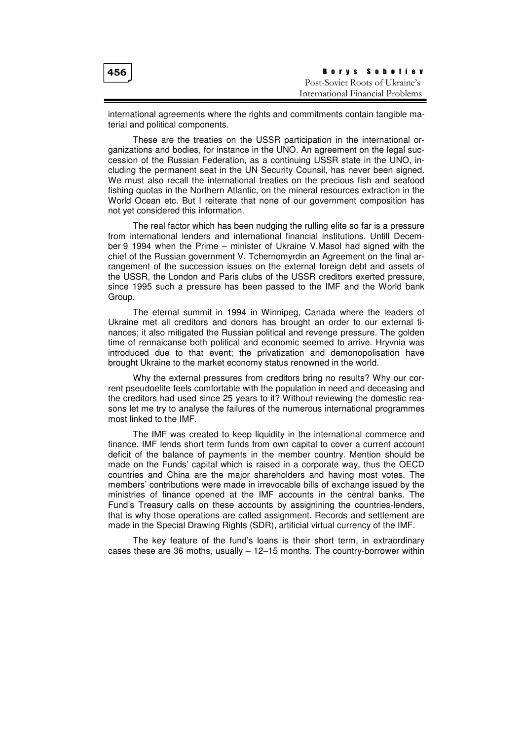international agreements where the rights and commitments contain tangible material and political components.

These are the treaties on the USSR participation in the international organizations and bodies, for instance in the UNO. An agreement on the legal succession of the Russian Federation, as a continuing USSR state in the UNO, including the permanent seat in the UN Security Counsil, has never been signed. We must also recall the international treaties on the precious fish and seafood fishing quotas in the Northern Atlantic, on the mineral resources extraction in the World Ocean etc. But I reiterate that none of our government composition has not yet considered this information.

The real factor which has been nudging the rulling elite so far is a pressure from international lenders and international financial institutions. Untill December 9 1994 when the Prime – minister of Ukraine V.Masol had signed with the chief of the Russian government V. Tchernomyrdin an Agreement on the final arrangement of the succession issues on the external foreign debt and assets of the USSR, the London and Paris clubs of the USSR creditors exerted pressure, since 1995 such a pressure has been passed to the IMF and the World bank Group.

The eternal summit in 1994 in Winnipeg, Canada where the leaders of Ukraine met all creditors and donors has brought an order to our external finances; it also mitigated the Russian political and revenge pressure. The golden time of rennaicanse both political and economic seemed to arrive. Hryvnia was introduced due to that event; the privatization and demonopolisation have brought Ukraine to the market economy status renowned in the world.

Why the external pressures from creditors bring no results? Why our current pseudoelite feels comfortable with the population in need and deceasing and the creditors had used since 25 years to it? Without reviewing the domestic reasons let me try to analyse the failures of the numerous international programmes most linked to the IMF.

The IMF was created to keep liquidity in the international commerce and finance. IMF lends short term funds from own capital to cover a current account deficit of the balance of payments in the member country. Mention should be made on the Funds' capital which is raised in a corporate way, thus the OECD countries and China are the major shareholders and having most votes. The members' contributions were made in irrevocable bills of exchange issued by the ministries of finance opened at the IMF accounts in the central banks. The Fund's Treasury calls on these accounts by assignining the countries-lenders, that is why those operations are called assignment. Records and settlement are made in the Special Drawing Rights (SDR), artificial virtual currency of the IMF.

The key feature of the fund's loans is their short term, in extraordinary cases these are 36 moths, usually – 12–15 months. The country-borrower within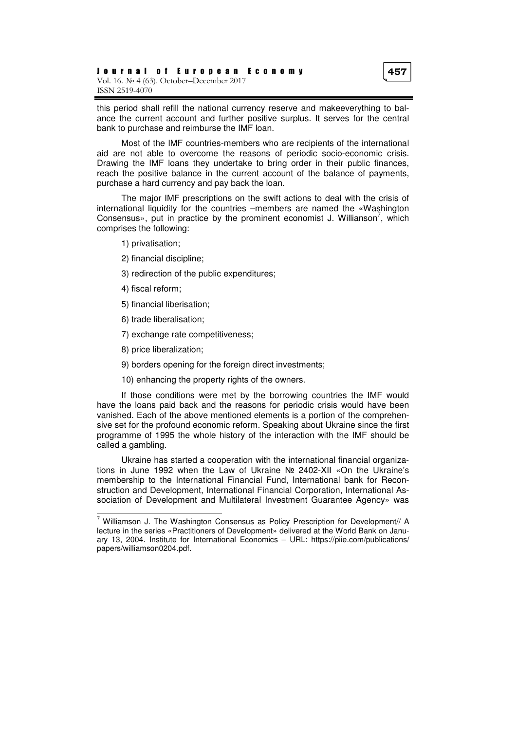this period shall refill the national currency reserve and makeeverything to balance the current account and further positive surplus. It serves for the central bank to purchase and reimburse the IMF loan.

Most of the IMF countries-members who are recipients of the international aid are not able to overcome the reasons of periodic socio-economic crisis. Drawing the IMF loans they undertake to bring order in their public finances, reach the positive balance in the current account of the balance of payments, purchase a hard currency and pay back the loan.

The major IMF prescriptions on the swift actions to deal with the crisis of international liquidity for the countries –members are named the «Washington Consensus», put in practice by the prominent economist J. Willianson[7], which comprises the following:

1) privatisation;

2) financial discipline;

3) redirection of the public expenditures;

4) fiscal reform;

5) financial liberisation;

6) trade liberalisation;

7) exchange rate competitiveness;

8) price liberalization;

9) borders opening for the foreign direct investments;

10) enhancing the property rights of the owners.

If those conditions were met by the borrowing countries the IMF would have the loans paid back and the reasons for periodic crisis would have been vanished. Each of the above mentioned elements is a portion of the comprehensive set for the profound economic reform. Speaking about Ukraine since the first programme of 1995 the whole history of the interaction with the IMF should be called a gambling.

Ukraine has started a cooperation with the international financial organizations in June 1992 when the Law of Ukraine № 2402-XII «On the Ukraine's membership to the International Financial Fund, International bank for Reconstruction and Development, International Financial Corporation, International Association of Development and Multilateral Investment Guarantee Agency» was

---

[7] Williamson J. The Washington Consensus as Policy Prescription for Development// A lecture in the series «Practitioners of Development» delivered at the World Bank on January 13, 2004. Institute for International Economics – URL: https://piie.com/publications/papers/williamson0204.pdf.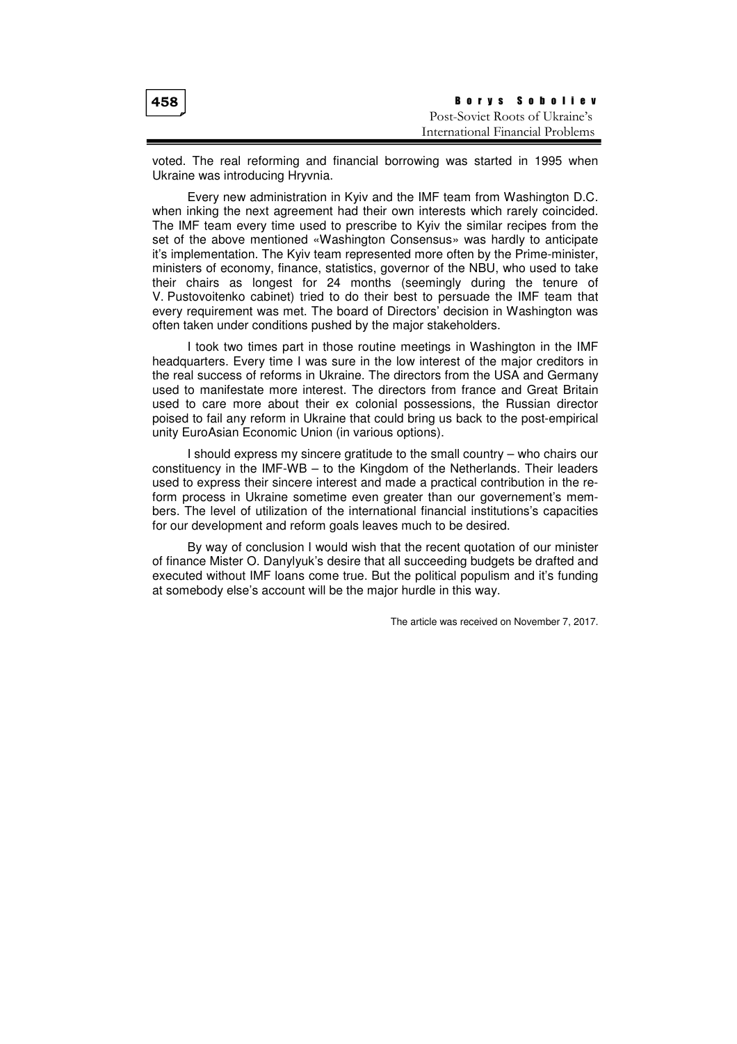voted. The real reforming and financial borrowing was started in 1995 when Ukraine was introducing Hryvnia.

Every new administration in Kyiv and the IMF team from Washington D.C. when inking the next agreement had their own interests which rarely coincided. The IMF team every time used to prescribe to Kyiv the similar recipes from the set of the above mentioned «Washington Consensus» was hardly to anticipate it's implementation. The Kyiv team represented more often by the Prime-minister, ministers of economy, finance, statistics, governor of the NBU, who used to take their chairs as longest for 24 months (seemingly during the tenure of V. Pustovoitenko cabinet) tried to do their best to persuade the IMF team that every requirement was met. The board of Directors' decision in Washington was often taken under conditions pushed by the major stakeholders.

I took two times part in those routine meetings in Washington in the IMF headquarters. Every time I was sure in the low interest of the major creditors in the real success of reforms in Ukraine. The directors from the USA and Germany used to manifestate more interest. The directors from france and Great Britain used to care more about their ex colonial possessions, the Russian director poised to fail any reform in Ukraine that could bring us back to the post-empirical unity EuroAsian Economic Union (in various options).

I should express my sincere gratitude to the small country – who chairs our constituency in the IMF-WB – to the Kingdom of the Netherlands. Their leaders used to express their sincere interest and made a practical contribution in the reform process in Ukraine sometime even greater than our governement's members. The level of utilization of the international financial institutions's capacities for our development and reform goals leaves much to be desired.

By way of conclusion I would wish that the recent quotation of our minister of finance Mister O. Danylyuk's desire that all succeeding budgets be drafted and executed without IMF loans come true. But the political populism and it's funding at somebody else's account will be the major hurdle in this way.

The article was received on November 7, 2017.